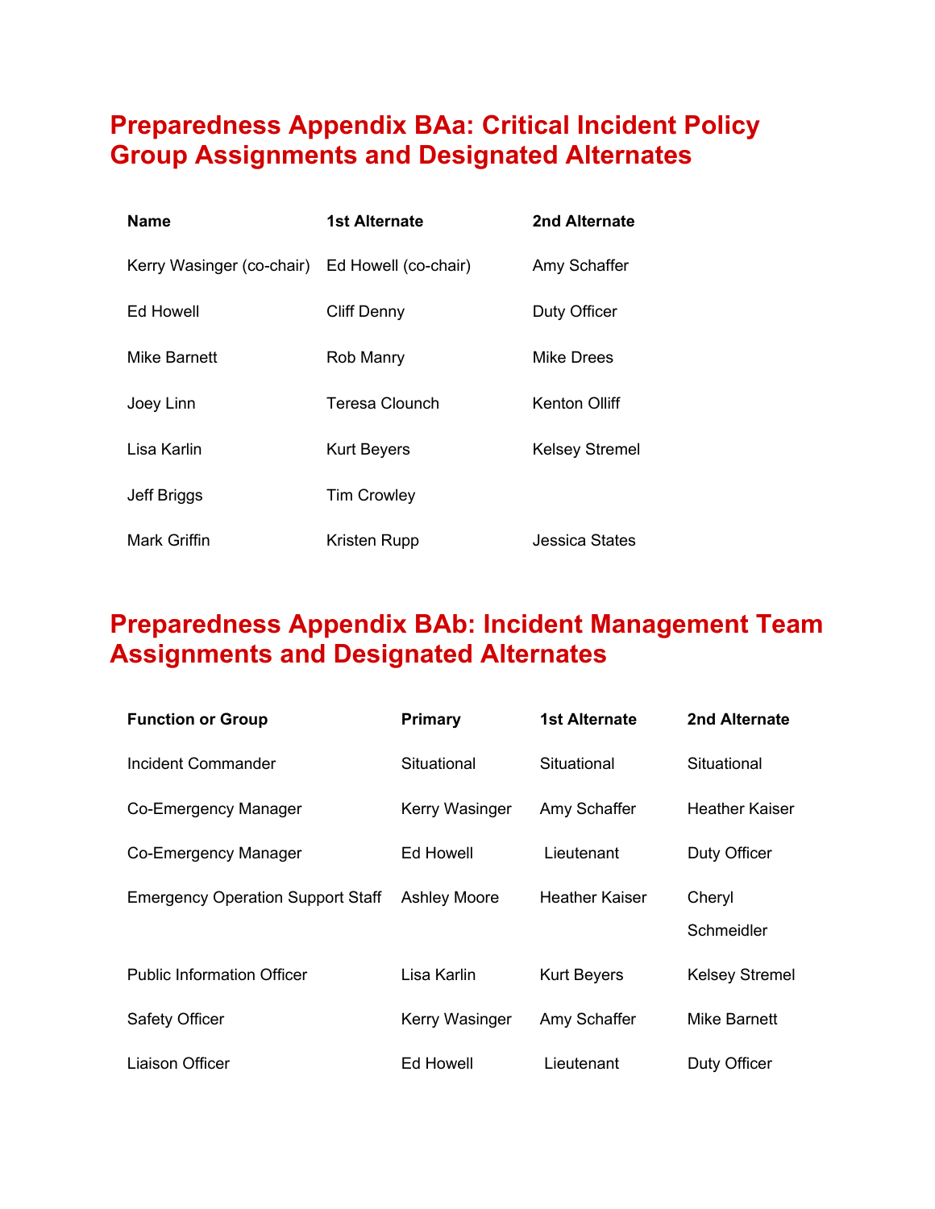## Preparedness Appendix BAa: Critical Incident Policy Group Assignments and Designated Alternates

| Name | 1st Alternate | 2nd Alternate |
| --- | --- | --- |
| Kerry Wasinger (co-chair) | Ed Howell (co-chair) | Amy Schaffer |
| Ed Howell | Cliff Denny | Duty Officer |
| Mike Barnett | Rob Manry | Mike Drees |
| Joey Linn | Teresa Clounch | Kenton Olliff |
| Lisa Karlin | Kurt Beyers | Kelsey Stremel |
| Jeff Briggs | Tim Crowley | |
| Mark Griffin | Kristen Rupp | Jessica States |

## Preparedness Appendix BAb: Incident Management Team Assignments and Designated Alternates

| Function or Group | Primary | 1st Alternate | 2nd Alternate |
| --- | --- | --- | --- |
| Incident Commander | Situational | Situational | Situational |
| Co-Emergency Manager | Kerry Wasinger | Amy Schaffer | Heather Kaiser |
| Co-Emergency Manager | Ed Howell | Lieutenant | Duty Officer |
| Emergency Operation Support Staff | Ashley Moore | Heather Kaiser | Cheryl Schmeidler |
| Public Information Officer | Lisa Karlin | Kurt Beyers | Kelsey Stremel |
| Safety Officer | Kerry Wasinger | Amy Schaffer | Mike Barnett |
| Liaison Officer | Ed Howell | Lieutenant | Duty Officer |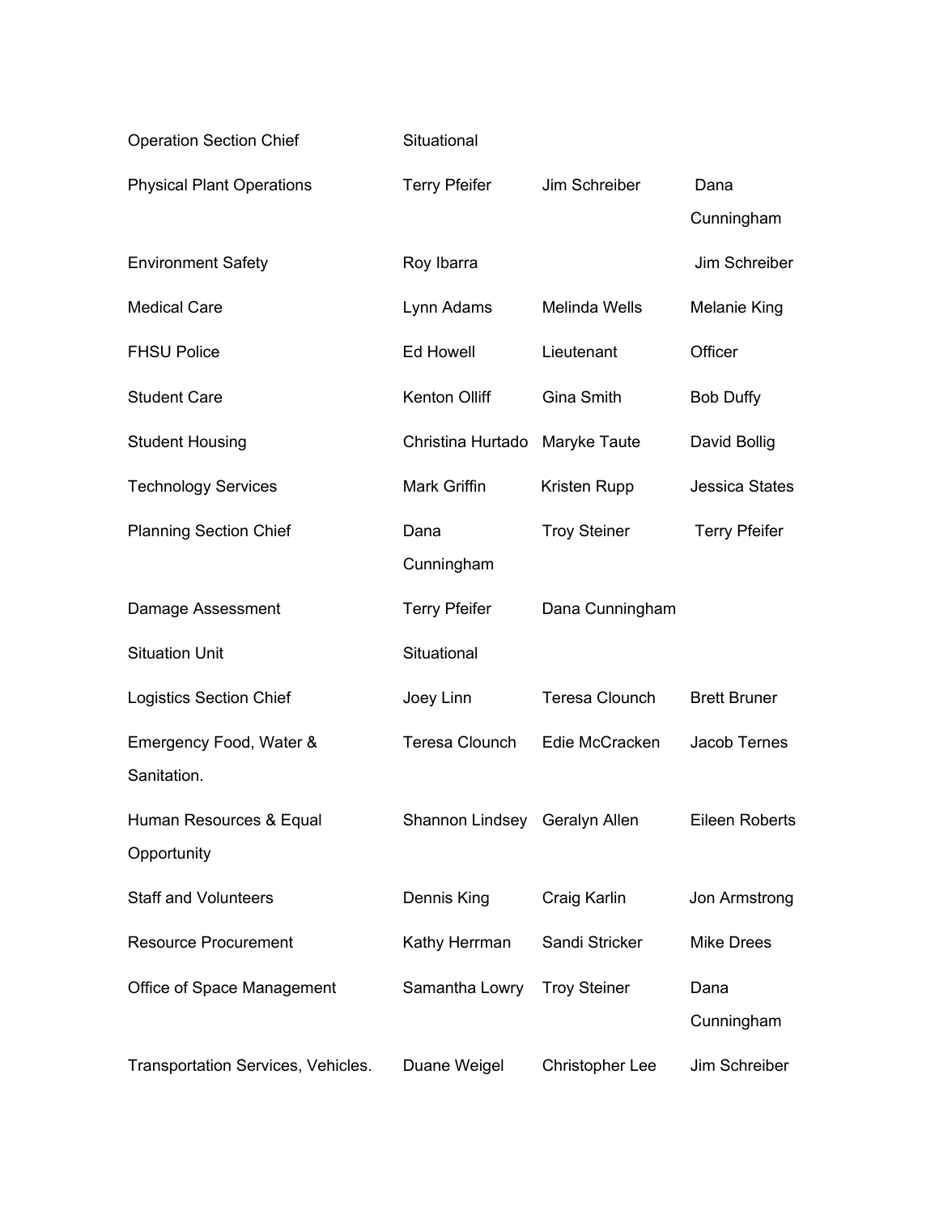| | | | |
|---|---|---|---|
| Operation Section Chief | Situational | | |
| Physical Plant Operations | Terry Pfeifer | Jim Schreiber | Dana Cunningham |
| Environment Safety | Roy Ibarra | | Jim Schreiber |
| Medical Care | Lynn Adams | Melinda Wells | Melanie King |
| FHSU Police | Ed Howell | Lieutenant | Officer |
| Student Care | Kenton Olliff | Gina Smith | Bob Duffy |
| Student Housing | Christina Hurtado | Maryke Taute | David Bollig |
| Technology Services | Mark Griffin | Kristen Rupp | Jessica States |
| Planning Section Chief | Dana Cunningham | Troy Steiner | Terry Pfeifer |
| Damage Assessment | Terry Pfeifer | Dana Cunningham | |
| Situation Unit | Situational | | |
| Logistics Section Chief | Joey Linn | Teresa Clounch | Brett Bruner |
| Emergency Food, Water & Sanitation. | Teresa Clounch | Edie McCracken | Jacob Ternes |
| Human Resources & Equal Opportunity | Shannon Lindsey | Geralyn Allen | Eileen Roberts |
| Staff and Volunteers | Dennis King | Craig Karlin | Jon Armstrong |
| Resource Procurement | Kathy Herrman | Sandi Stricker | Mike Drees |
| Office of Space Management | Samantha Lowry | Troy Steiner | Dana Cunningham |
| Transportation Services, Vehicles. | Duane Weigel | Christopher Lee | Jim Schreiber |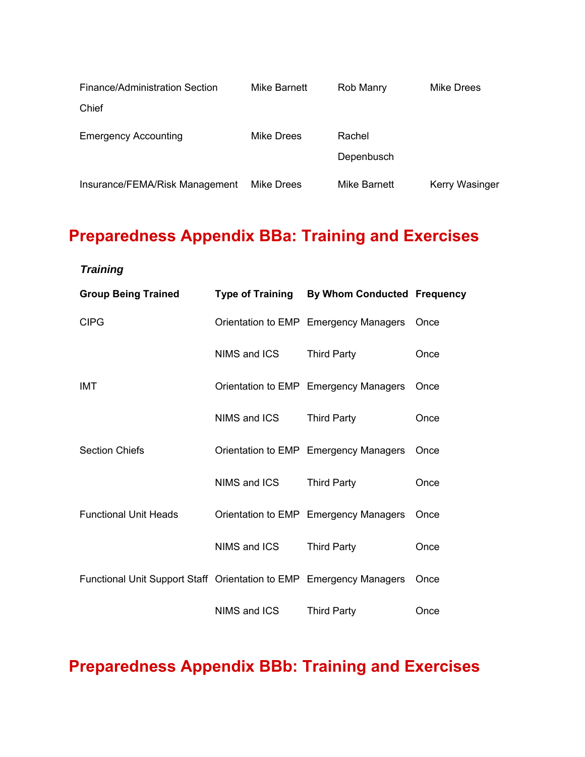| | | | |
|---|---|---|---|
| Finance/Administration Section Chief | Mike Barnett | Rob Manry | Mike Drees |
| Emergency Accounting | Mike Drees | Rachel Depenbusch | |
| Insurance/FEMA/Risk Management | Mike Drees | Mike Barnett | Kerry Wasinger |

# Preparedness Appendix BBa: Training and Exercises

***Training***

| Group Being Trained | Type of Training | By Whom Conducted | Frequency |
|---|---|---|---|
| CIPG | Orientation to EMP | Emergency Managers | Once |
| | NIMS and ICS | Third Party | Once |
| IMT | Orientation to EMP | Emergency Managers | Once |
| | NIMS and ICS | Third Party | Once |
| Section Chiefs | Orientation to EMP | Emergency Managers | Once |
| | NIMS and ICS | Third Party | Once |
| Functional Unit Heads | Orientation to EMP | Emergency Managers | Once |
| | NIMS and ICS | Third Party | Once |
| Functional Unit Support Staff | Orientation to EMP | Emergency Managers | Once |
| | NIMS and ICS | Third Party | Once |

# Preparedness Appendix BBb: Training and Exercises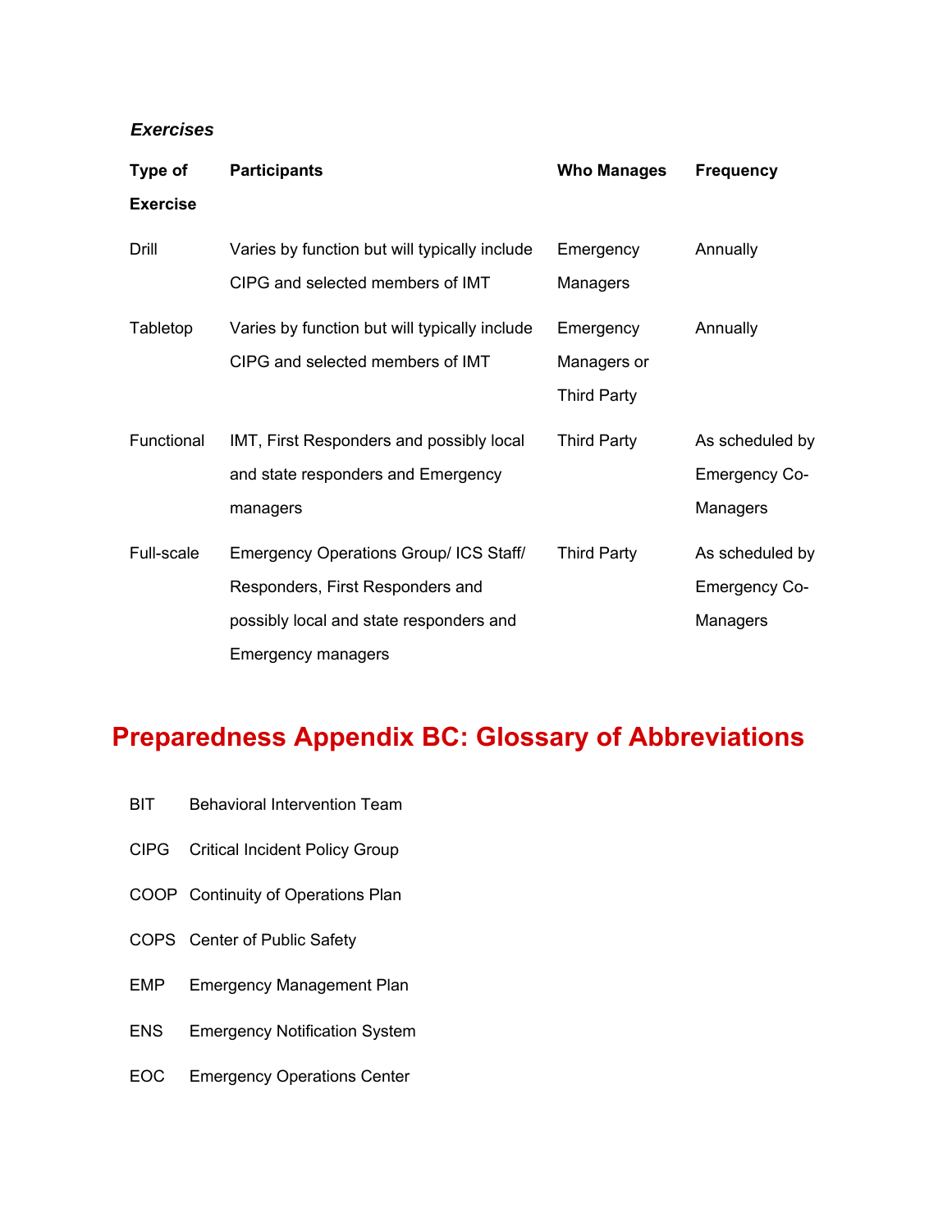***Exercises***

| Type of Exercise | Participants | Who Manages | Frequency |
|---|---|---|---|
| Drill | Varies by function but will typically include CIPG and selected members of IMT | Emergency Managers | Annually |
| Tabletop | Varies by function but will typically include CIPG and selected members of IMT | Emergency Managers or Third Party | Annually |
| Functional | IMT, First Responders and possibly local and state responders and Emergency managers | Third Party | As scheduled by Emergency Co-Managers |
| Full-scale | Emergency Operations Group/ ICS Staff/ Responders, First Responders and possibly local and state responders and Emergency managers | Third Party | As scheduled by Emergency Co-Managers |

# Preparedness Appendix BC: Glossary of Abbreviations

| | |
|---|---|
| BIT | Behavioral Intervention Team |
| CIPG | Critical Incident Policy Group |
| COOP | Continuity of Operations Plan |
| COPS | Center of Public Safety |
| EMP | Emergency Management Plan |
| ENS | Emergency Notification System |
| EOC | Emergency Operations Center |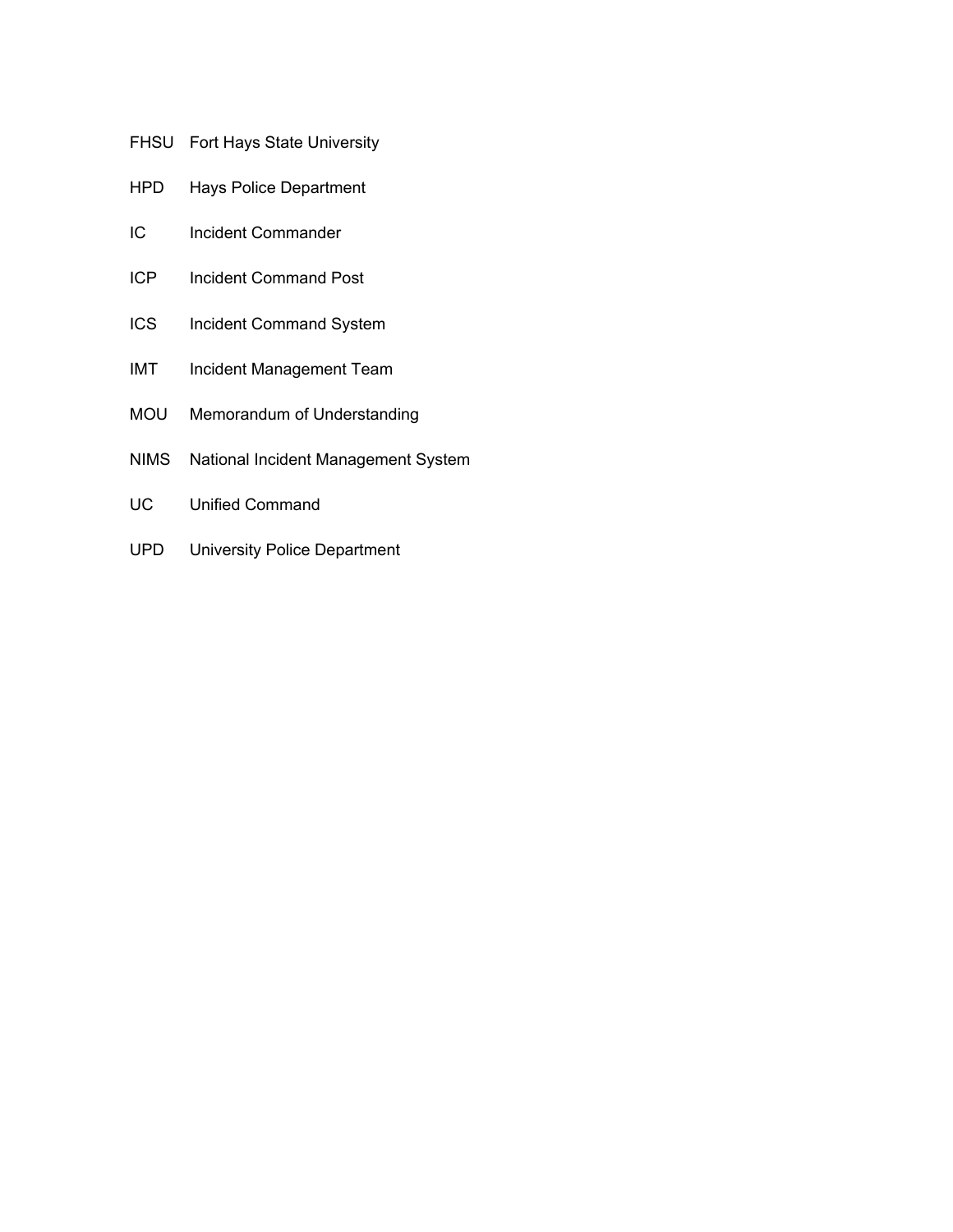| | |
|---|---|
| FHSU | Fort Hays State University |
| HPD | Hays Police Department |
| IC | Incident Commander |
| ICP | Incident Command Post |
| ICS | Incident Command System |
| IMT | Incident Management Team |
| MOU | Memorandum of Understanding |
| NIMS | National Incident Management System |
| UC | Unified Command |
| UPD | University Police Department |